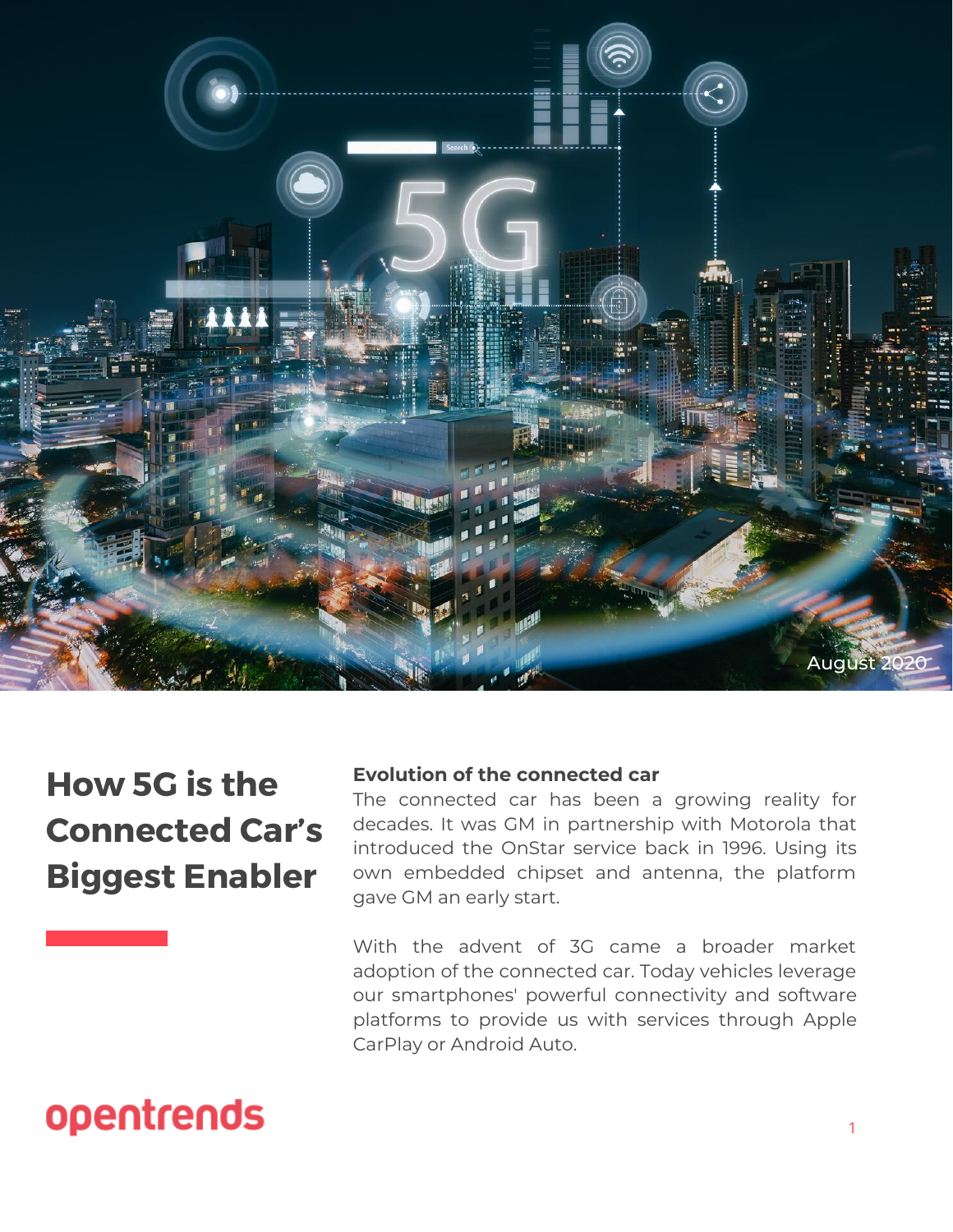August 2020

# How 5G is the Connected Car's Biggest Enabler

## Evolution of the connected car

The connected car has been a growing reality for decades. It was GM in partnership with Motorola that introduced the OnStar service back in 1996. Using its own embedded chipset and antenna, the platform gave GM an early start.

With the advent of 3G came a broader market adoption of the connected car. Today vehicles leverage our smartphones' powerful connectivity and software platforms to provide us with services through Apple CarPlay or Android Auto.

opentrends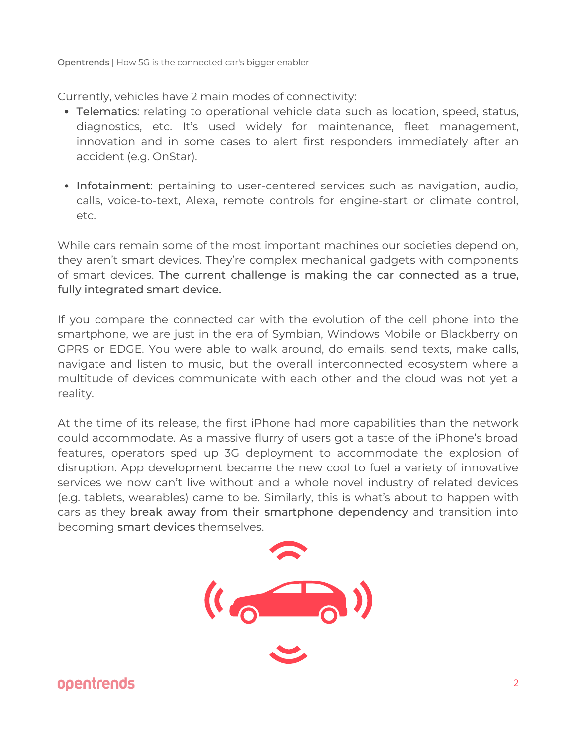Currently, vehicles have 2 main modes of connectivity:

- **Telematics**: relating to operational vehicle data such as location, speed, status, diagnostics, etc. It's used widely for maintenance, fleet management, innovation and in some cases to alert first responders immediately after an accident (e.g. OnStar).

- **Infotainment**: pertaining to user-centered services such as navigation, audio, calls, voice-to-text, Alexa, remote controls for engine-start or climate control, etc.

While cars remain some of the most important machines our societies depend on, they aren't smart devices. They're complex mechanical gadgets with components of smart devices. **The current challenge is making the car connected as a true, fully integrated smart device.**

If you compare the connected car with the evolution of the cell phone into the smartphone, we are just in the era of Symbian, Windows Mobile or Blackberry on GPRS or EDGE. You were able to walk around, do emails, send texts, make calls, navigate and listen to music, but the overall interconnected ecosystem where a multitude of devices communicate with each other and the cloud was not yet a reality.

At the time of its release, the first iPhone had more capabilities than the network could accommodate. As a massive flurry of users got a taste of the iPhone's broad features, operators sped up 3G deployment to accommodate the explosion of disruption. App development became the new cool to fuel a variety of innovative services we now can't live without and a whole novel industry of related devices (e.g. tablets, wearables) came to be. Similarly, this is what's about to happen with cars as they **break away from their smartphone dependency** and transition into becoming **smart devices** themselves.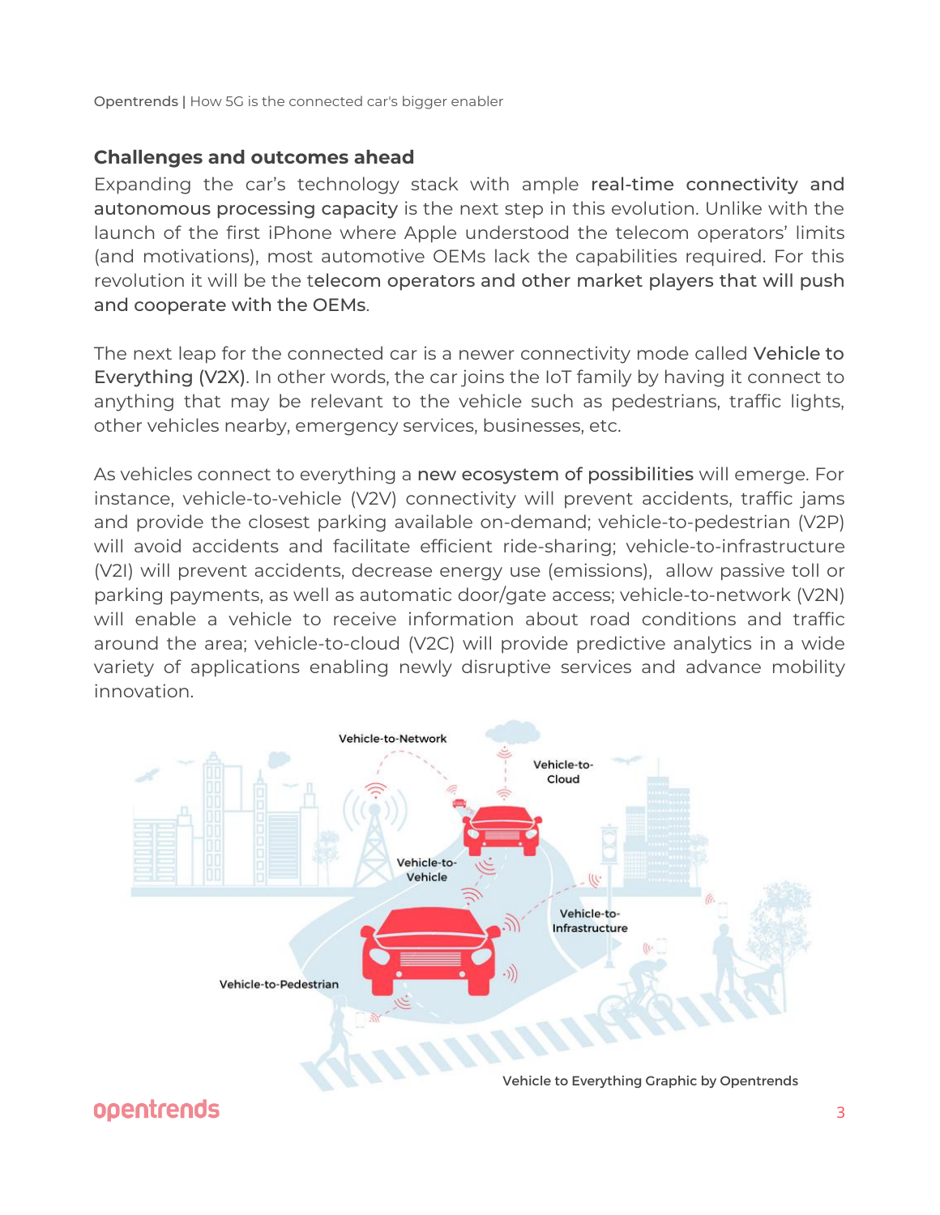## Challenges and outcomes ahead

Expanding the car's technology stack with ample real-time connectivity and autonomous processing capacity is the next step in this evolution. Unlike with the launch of the first iPhone where Apple understood the telecom operators' limits (and motivations), most automotive OEMs lack the capabilities required. For this revolution it will be the telecom operators and other market players that will push and cooperate with the OEMs.

The next leap for the connected car is a newer connectivity mode called Vehicle to Everything (V2X). In other words, the car joins the IoT family by having it connect to anything that may be relevant to the vehicle such as pedestrians, traffic lights, other vehicles nearby, emergency services, businesses, etc.

As vehicles connect to everything a new ecosystem of possibilities will emerge. For instance, vehicle-to-vehicle (V2V) connectivity will prevent accidents, traffic jams and provide the closest parking available on-demand; vehicle-to-pedestrian (V2P) will avoid accidents and facilitate efficient ride-sharing; vehicle-to-infrastructure (V2I) will prevent accidents, decrease energy use (emissions), allow passive toll or parking payments, as well as automatic door/gate access; vehicle-to-network (V2N) will enable a vehicle to receive information about road conditions and traffic around the area; vehicle-to-cloud (V2C) will provide predictive analytics in a wide variety of applications enabling newly disruptive services and advance mobility innovation.

Vehicle to Everything Graphic by Opentrends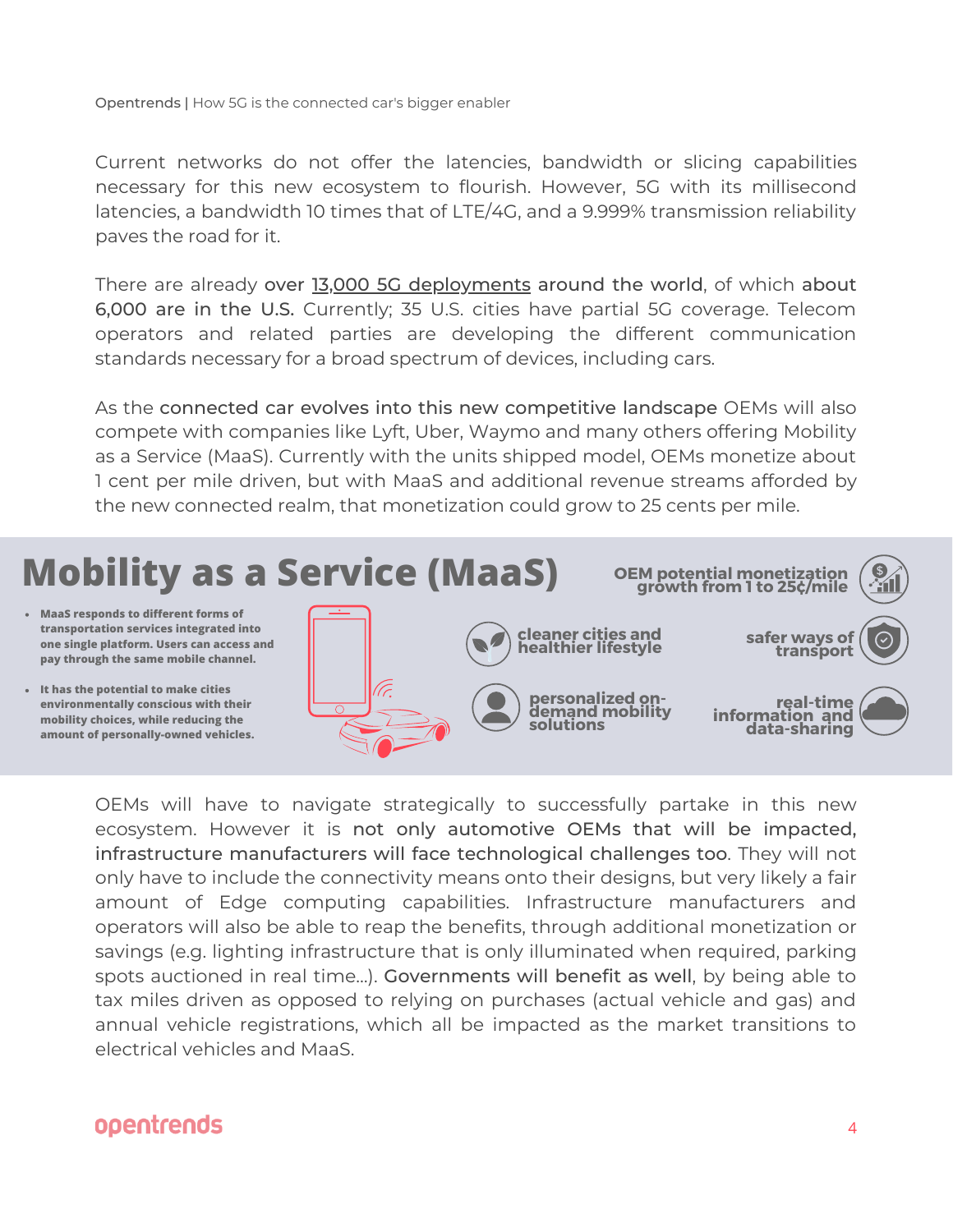Current networks do not offer the latencies, bandwidth or slicing capabilities necessary for this new ecosystem to flourish. However, 5G with its millisecond latencies, a bandwidth 10 times that of LTE/4G, and a 9.999% transmission reliability paves the road for it.

There are already over 13,000 5G deployments around the world, of which about 6,000 are in the U.S. Currently; 35 U.S. cities have partial 5G coverage. Telecom operators and related parties are developing the different communication standards necessary for a broad spectrum of devices, including cars.

As the connected car evolves into this new competitive landscape OEMs will also compete with companies like Lyft, Uber, Waymo and many others offering Mobility as a Service (MaaS). Currently with the units shipped model, OEMs monetize about 1 cent per mile driven, but with MaaS and additional revenue streams afforded by the new connected realm, that monetization could grow to 25 cents per mile.

## Mobility as a Service (MaaS)

- **MaaS responds to different forms of transportation services integrated into one single platform. Users can access and pay through the same mobile channel.**
- **It has the potential to make cities environmentally conscious with their mobility choices, while reducing the amount of personally-owned vehicles.**

**OEM potential monetization growth from 1 to 25¢/mile**

**cleaner cities and healthier lifestyle**

**safer ways of transport**

**personalized on-demand mobility solutions**

**real-time information and data-sharing**

OEMs will have to navigate strategically to successfully partake in this new ecosystem. However it is not only automotive OEMs that will be impacted, infrastructure manufacturers will face technological challenges too. They will not only have to include the connectivity means onto their designs, but very likely a fair amount of Edge computing capabilities. Infrastructure manufacturers and operators will also be able to reap the benefits, through additional monetization or savings (e.g. lighting infrastructure that is only illuminated when required, parking spots auctioned in real time...). Governments will benefit as well, by being able to tax miles driven as opposed to relying on purchases (actual vehicle and gas) and annual vehicle registrations, which all be impacted as the market transitions to electrical vehicles and MaaS.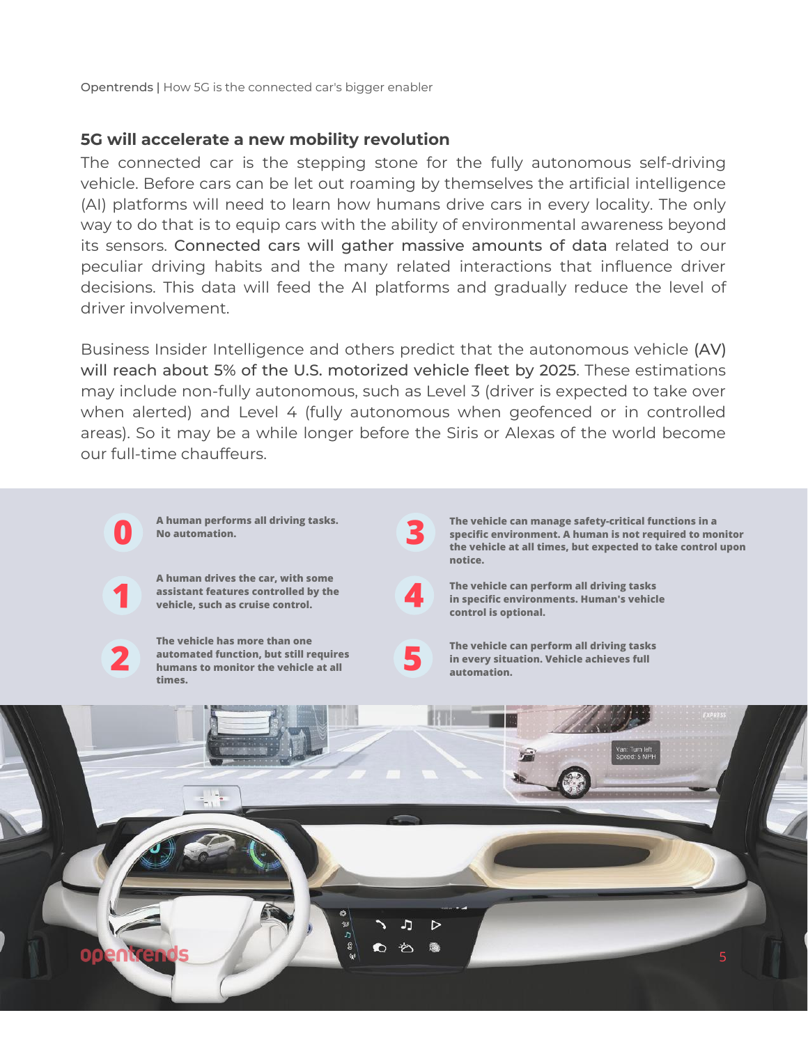## 5G will accelerate a new mobility revolution

The connected car is the stepping stone for the fully autonomous self-driving vehicle. Before cars can be let out roaming by themselves the artificial intelligence (AI) platforms will need to learn how humans drive cars in every locality. The only way to do that is to equip cars with the ability of environmental awareness beyond its sensors. Connected cars will gather massive amounts of data related to our peculiar driving habits and the many related interactions that influence driver decisions. This data will feed the AI platforms and gradually reduce the level of driver involvement.

Business Insider Intelligence and others predict that the autonomous vehicle (AV) will reach about 5% of the U.S. motorized vehicle fleet by 2025. These estimations may include non-fully autonomous, such as Level 3 (driver is expected to take over when alerted) and Level 4 (fully autonomous when geofenced or in controlled areas). So it may be a while longer before the Siris or Alexas of the world become our full-time chauffeurs.

- **0** — **A human performs all driving tasks. No automation.**
- **1** — **A human drives the car, with some assistant features controlled by the vehicle, such as cruise control.**
- **2** — **The vehicle has more than one automated function, but still requires humans to monitor the vehicle at all times.**
- **3** — **The vehicle can manage safety-critical functions in a specific environment. A human is not required to monitor the vehicle at all times, but expected to take control upon notice.**
- **4** — **The vehicle can perform all driving tasks in specific environments. Human's vehicle control is optional.**
- **5** — **The vehicle can perform all driving tasks in every situation. Vehicle achieves full automation.**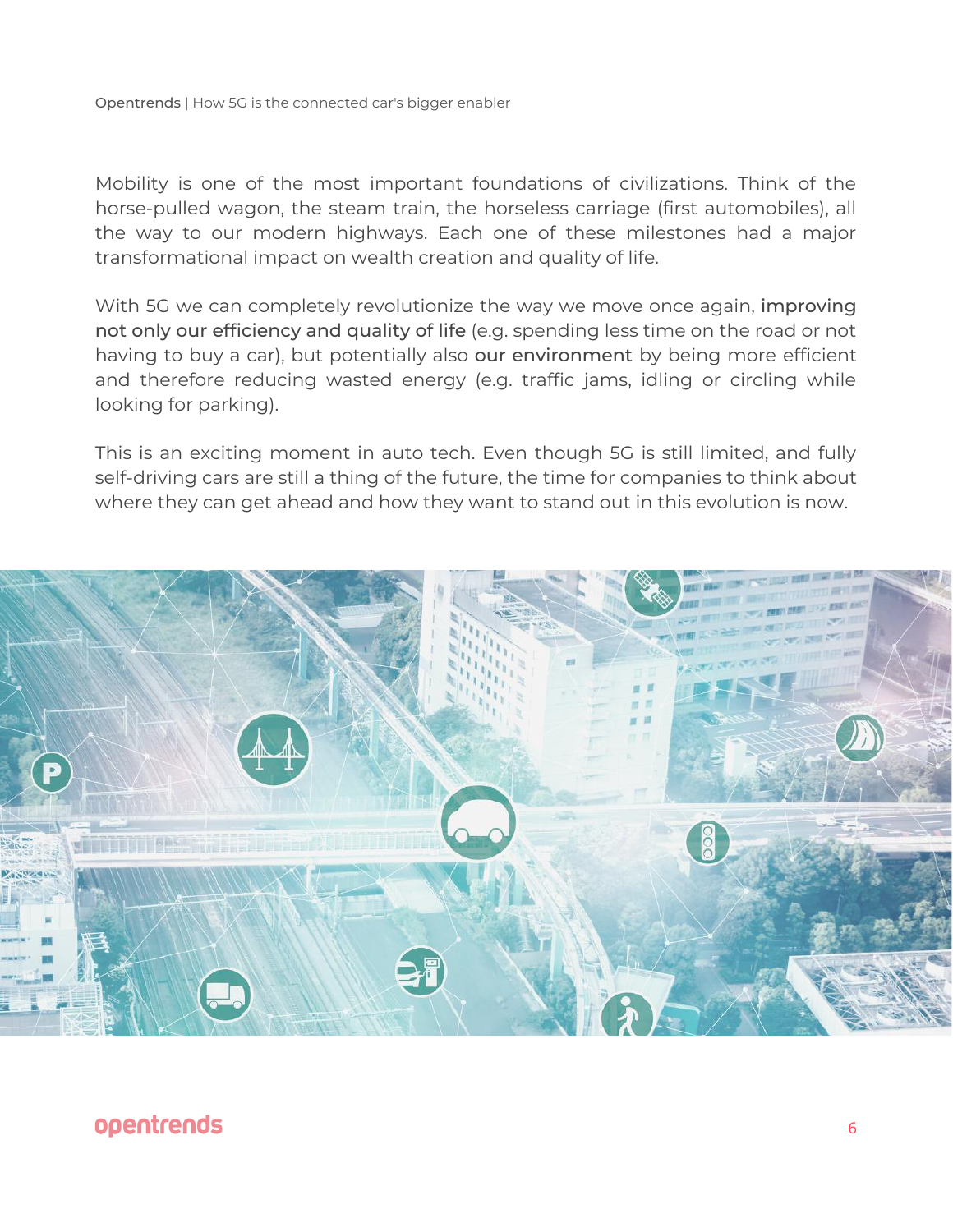Mobility is one of the most important foundations of civilizations. Think of the horse-pulled wagon, the steam train, the horseless carriage (first automobiles), all the way to our modern highways. Each one of these milestones had a major transformational impact on wealth creation and quality of life.

With 5G we can completely revolutionize the way we move once again, **improving not only our efficiency and quality of life** (e.g. spending less time on the road or not having to buy a car), but potentially also **our environment** by being more efficient and therefore reducing wasted energy (e.g. traffic jams, idling or circling while looking for parking).

This is an exciting moment in auto tech. Even though 5G is still limited, and fully self-driving cars are still a thing of the future, the time for companies to think about where they can get ahead and how they want to stand out in this evolution is now.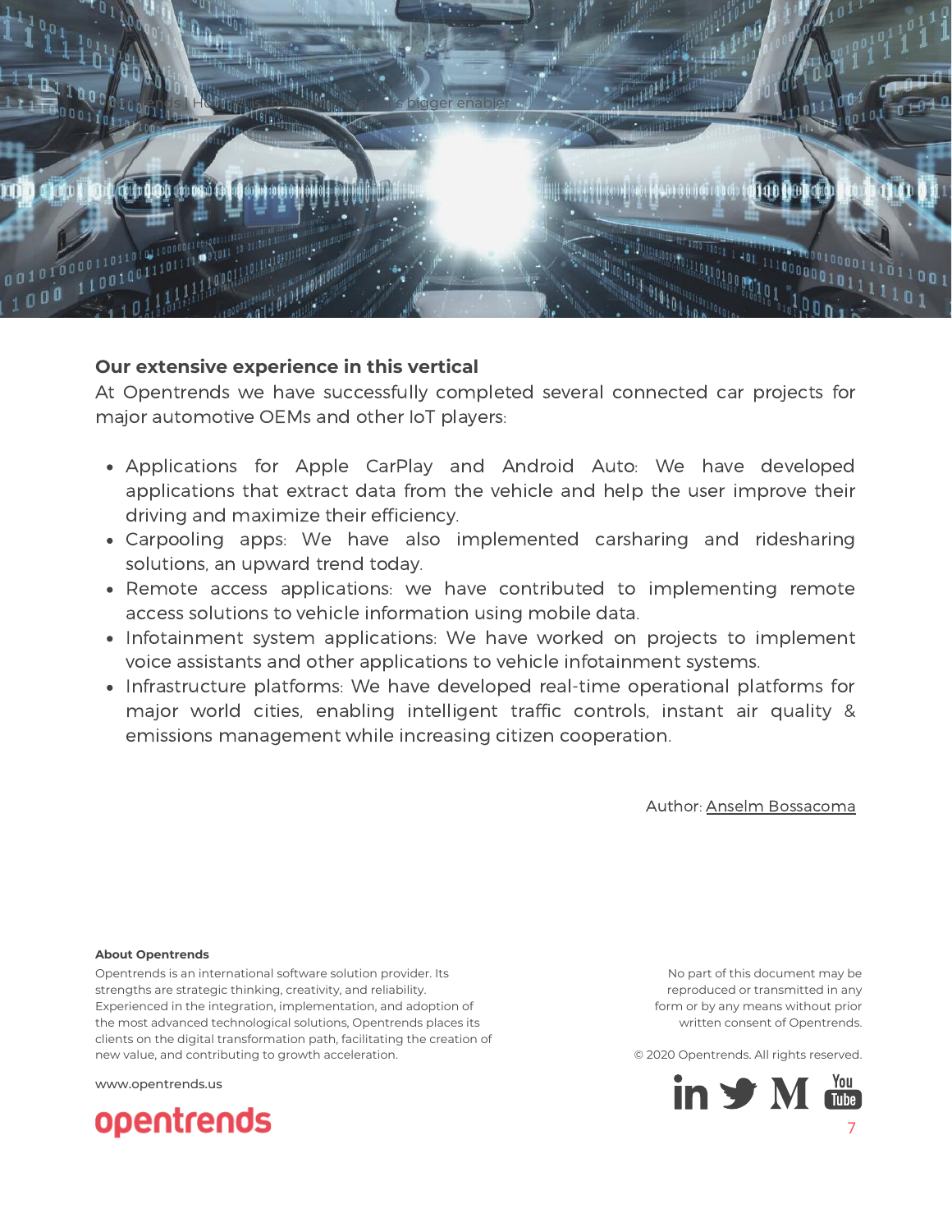### Our extensive experience in this vertical

At Opentrends we have successfully completed several connected car projects for major automotive OEMs and other IoT players:

- Applications for Apple CarPlay and Android Auto: We have developed applications that extract data from the vehicle and help the user improve their driving and maximize their efficiency.
- Carpooling apps: We have also implemented carsharing and ridesharing solutions, an upward trend today.
- Remote access applications: we have contributed to implementing remote access solutions to vehicle information using mobile data.
- Infotainment system applications: We have worked on projects to implement voice assistants and other applications to vehicle infotainment systems.
- Infrastructure platforms: We have developed real-time operational platforms for major world cities, enabling intelligent traffic controls, instant air quality & emissions management while increasing citizen cooperation.

Author: Anselm Bossacoma

**About Opentrends**

Opentrends is an international software solution provider. Its strengths are strategic thinking, creativity, and reliability. Experienced in the integration, implementation, and adoption of the most advanced technological solutions, Opentrends places its clients on the digital transformation path, facilitating the creation of new value, and contributing to growth acceleration.

www.opentrends.us

No part of this document may be reproduced or transmitted in any form or by any means without prior written consent of Opentrends.

© 2020 Opentrends. All rights reserved.